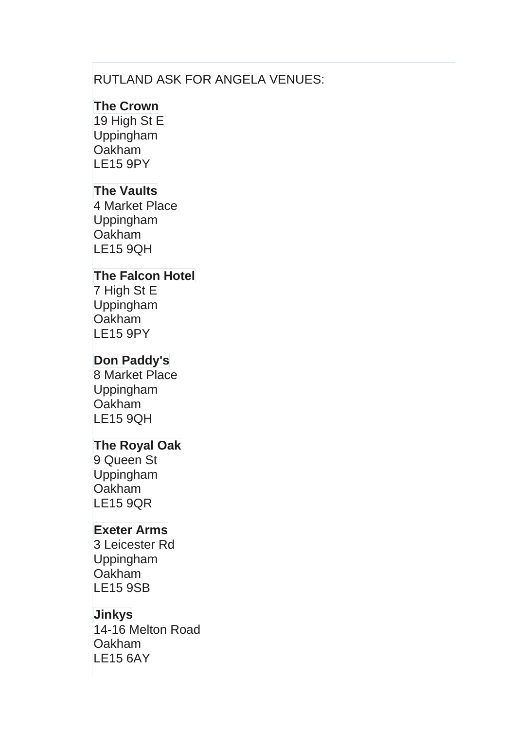RUTLAND ASK FOR ANGELA VENUES:

**The Crown**
19 High St E
Uppingham
Oakham
LE15 9PY

**The Vaults**
4 Market Place
Uppingham
Oakham
LE15 9QH

**The Falcon Hotel**
7 High St E
Uppingham
Oakham
LE15 9PY

**Don Paddy's**
8 Market Place
Uppingham
Oakham
LE15 9QH

**The Royal Oak**
9 Queen St
Uppingham
Oakham
LE15 9QR

**Exeter Arms**
3 Leicester Rd
Uppingham
Oakham
LE15 9SB

**Jinkys**
14-16 Melton Road
Oakham
LE15 6AY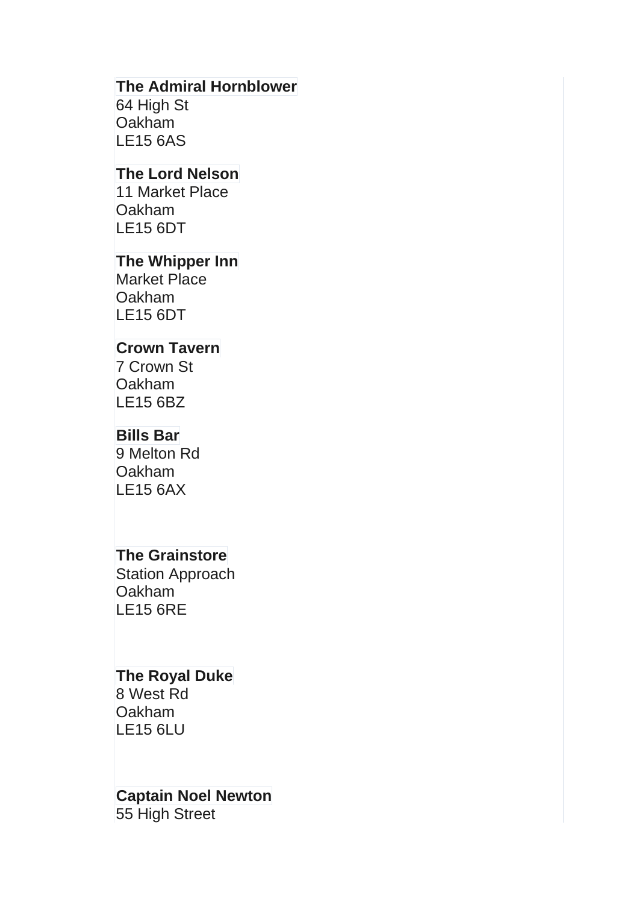**The Admiral Hornblower**
64 High St
Oakham
LE15 6AS

**The Lord Nelson**
11 Market Place
Oakham
LE15 6DT

**The Whipper Inn**
Market Place
Oakham
LE15 6DT

**Crown Tavern**
7 Crown St
Oakham
LE15 6BZ

**Bills Bar**
9 Melton Rd
Oakham
LE15 6AX

**The Grainstore**
Station Approach
Oakham
LE15 6RE

**The Royal Duke**
8 West Rd
Oakham
LE15 6LU

**Captain Noel Newton**
55 High Street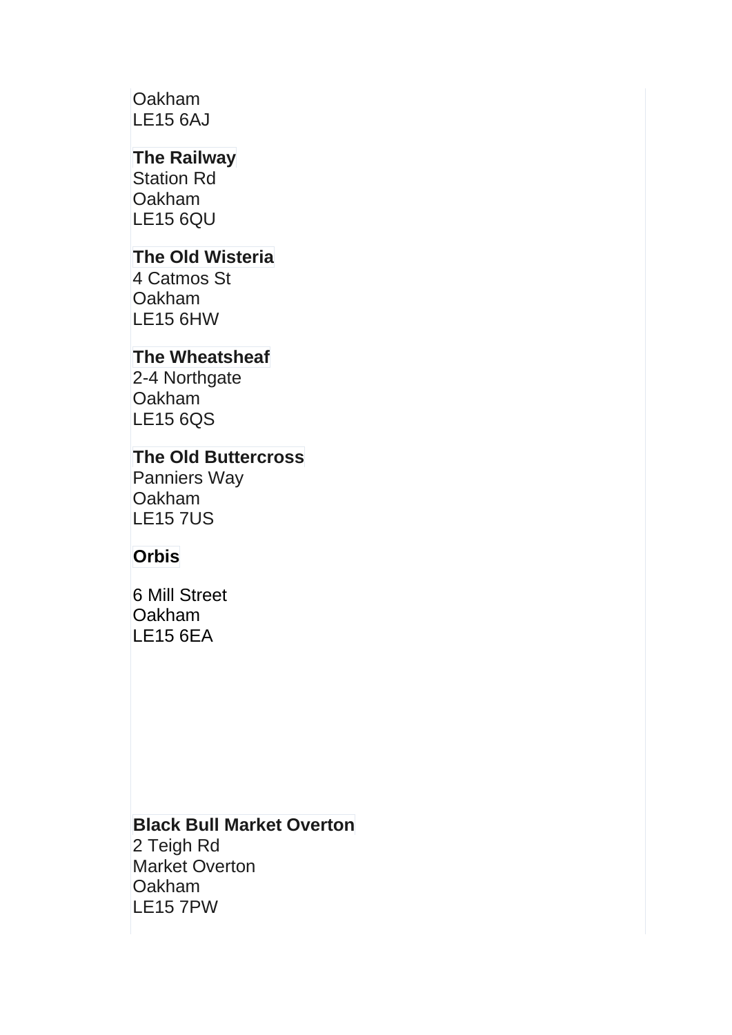Oakham
LE15 6AJ

**The Railway**
Station Rd
Oakham
LE15 6QU

**The Old Wisteria**
4 Catmos St
Oakham
LE15 6HW

**The Wheatsheaf**
2-4 Northgate
Oakham
LE15 6QS

**The Old Buttercross**
Panniers Way
Oakham
LE15 7US

**Orbis**

6 Mill Street
Oakham
LE15 6EA

**Black Bull Market Overton**
2 Teigh Rd
Market Overton
Oakham
LE15 7PW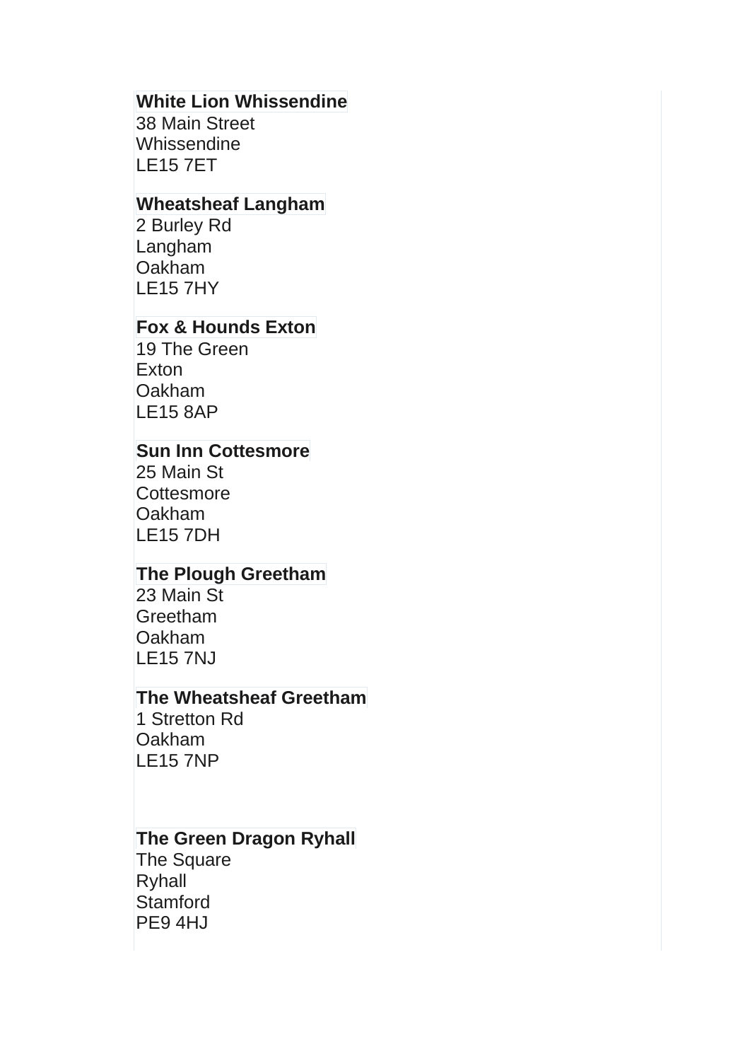**White Lion Whissendine**
38 Main Street
Whissendine
LE15 7ET

**Wheatsheaf Langham**
2 Burley Rd
Langham
Oakham
LE15 7HY

**Fox & Hounds Exton**
19 The Green
Exton
Oakham
LE15 8AP

**Sun Inn Cottesmore**
25 Main St
Cottesmore
Oakham
LE15 7DH

**The Plough Greetham**
23 Main St
Greetham
Oakham
LE15 7NJ

**The Wheatsheaf Greetham**
1 Stretton Rd
Oakham
LE15 7NP

**The Green Dragon Ryhall**
The Square
Ryhall
Stamford
PE9 4HJ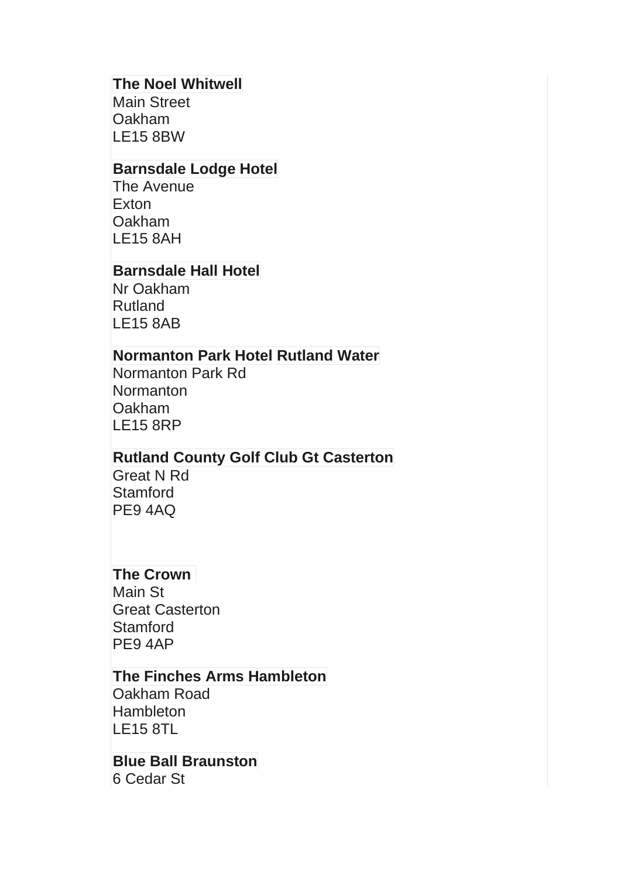**The Noel Whitwell**
Main Street
Oakham
LE15 8BW

**Barnsdale Lodge Hotel**
The Avenue
Exton
Oakham
LE15 8AH

**Barnsdale Hall Hotel**
Nr Oakham
Rutland
LE15 8AB

**Normanton Park Hotel Rutland Water**
Normanton Park Rd
Normanton
Oakham
LE15 8RP

**Rutland County Golf Club Gt Casterton**
Great N Rd
Stamford
PE9 4AQ

**The Crown**
Main St
Great Casterton
Stamford
PE9 4AP

**The Finches Arms Hambleton**
Oakham Road
Hambleton
LE15 8TL

**Blue Ball Braunston**
6 Cedar St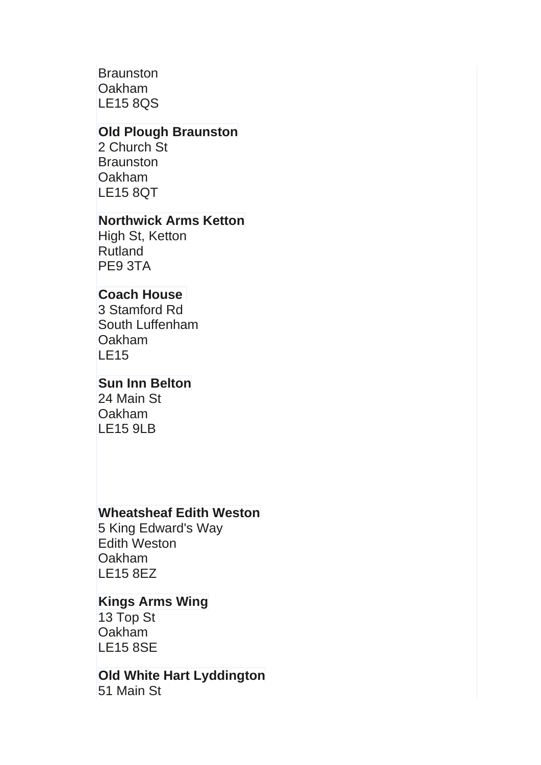Braunston
Oakham
LE15 8QS

**Old Plough Braunston**
2 Church St
Braunston
Oakham
LE15 8QT

**Northwick Arms Ketton**
High St, Ketton
Rutland
PE9 3TA

**Coach House**
3 Stamford Rd
South Luffenham
Oakham
LE15

**Sun Inn Belton**
24 Main St
Oakham
LE15 9LB

**Wheatsheaf Edith Weston**
5 King Edward's Way
Edith Weston
Oakham
LE15 8EZ

**Kings Arms Wing**
13 Top St
Oakham
LE15 8SE

**Old White Hart Lyddington**
51 Main St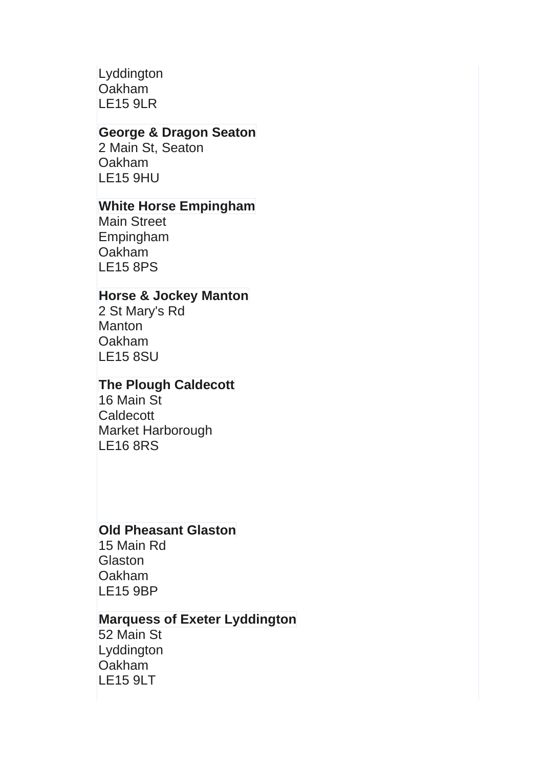Lyddington
Oakham
LE15 9LR

**George & Dragon Seaton**
2 Main St, Seaton
Oakham
LE15 9HU

**White Horse Empingham**
Main Street
Empingham
Oakham
LE15 8PS

**Horse & Jockey Manton**
2 St Mary's Rd
Manton
Oakham
LE15 8SU

**The Plough Caldecott**
16 Main St
Caldecott
Market Harborough
LE16 8RS

**Old Pheasant Glaston**
15 Main Rd
Glaston
Oakham
LE15 9BP

**Marquess of Exeter Lyddington**
52 Main St
Lyddington
Oakham
LE15 9LT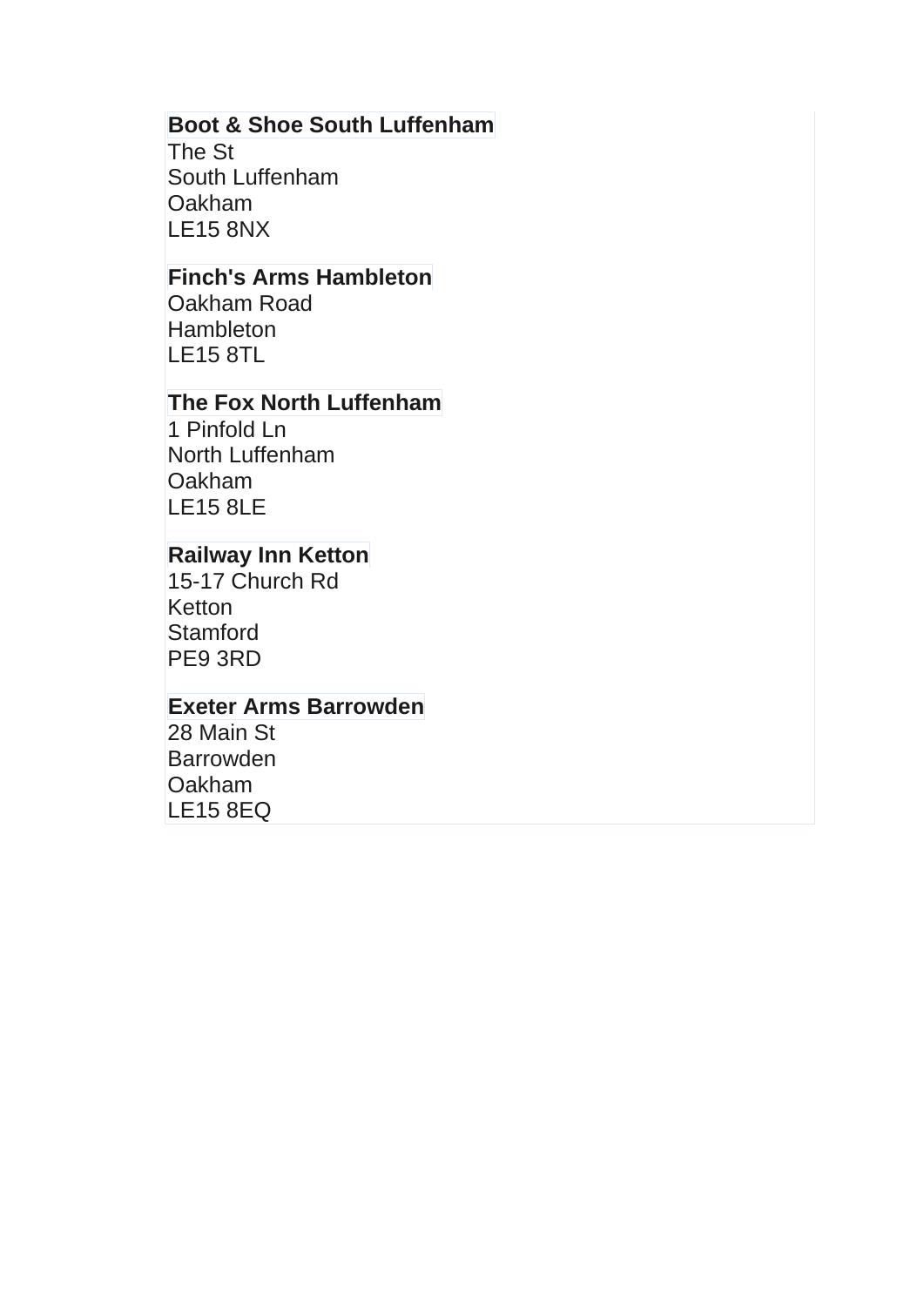**Boot & Shoe South Luffenham**
The St
South Luffenham
Oakham
LE15 8NX

**Finch's Arms Hambleton**
Oakham Road
Hambleton
LE15 8TL

**The Fox North Luffenham**
1 Pinfold Ln
North Luffenham
Oakham
LE15 8LE

**Railway Inn Ketton**
15-17 Church Rd
Ketton
Stamford
PE9 3RD

**Exeter Arms Barrowden**
28 Main St
Barrowden
Oakham
LE15 8EQ